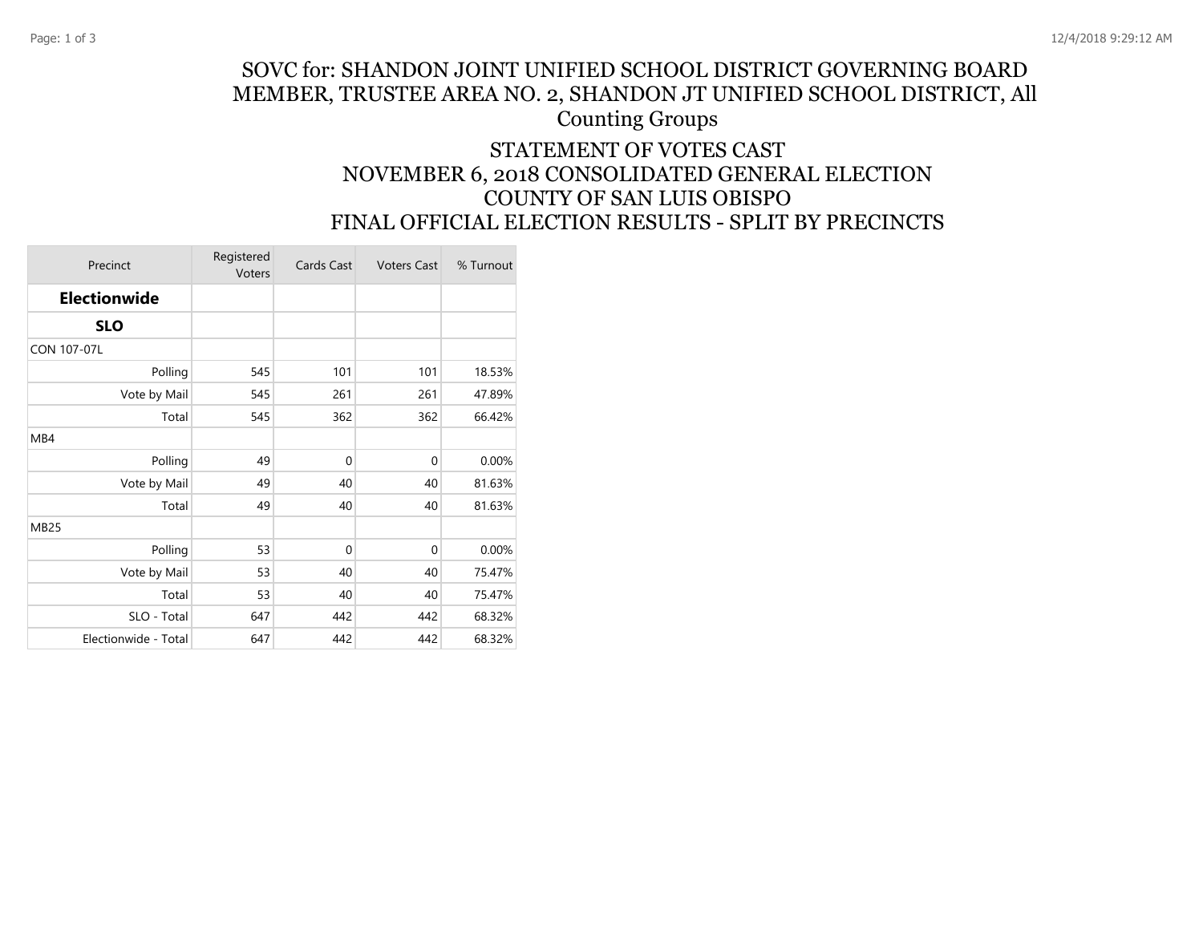# SOVC for: SHANDON JOINT UNIFIED SCHOOL DISTRICT GOVERNING BOARD MEMBER, TRUSTEE AREA NO. 2, SHANDON JT UNIFIED SCHOOL DISTRICT, All Counting Groups

## STATEMENT OF VOTES CAST
## NOVEMBER 6, 2018 CONSOLIDATED GENERAL ELECTION
## COUNTY OF SAN LUIS OBISPO
## FINAL OFFICIAL ELECTION RESULTS - SPLIT BY PRECINCTS

| Precinct | Registered Voters | Cards Cast | Voters Cast | % Turnout |
|---|---|---|---|---|
| **Electionwide** | | | | |
| **SLO** | | | | |
| CON 107-07L | | | | |
| Polling | 545 | 101 | 101 | 18.53% |
| Vote by Mail | 545 | 261 | 261 | 47.89% |
| Total | 545 | 362 | 362 | 66.42% |
| MB4 | | | | |
| Polling | 49 | 0 | 0 | 0.00% |
| Vote by Mail | 49 | 40 | 40 | 81.63% |
| Total | 49 | 40 | 40 | 81.63% |
| MB25 | | | | |
| Polling | 53 | 0 | 0 | 0.00% |
| Vote by Mail | 53 | 40 | 40 | 75.47% |
| Total | 53 | 40 | 40 | 75.47% |
| SLO - Total | 647 | 442 | 442 | 68.32% |
| Electionwide - Total | 647 | 442 | 442 | 68.32% |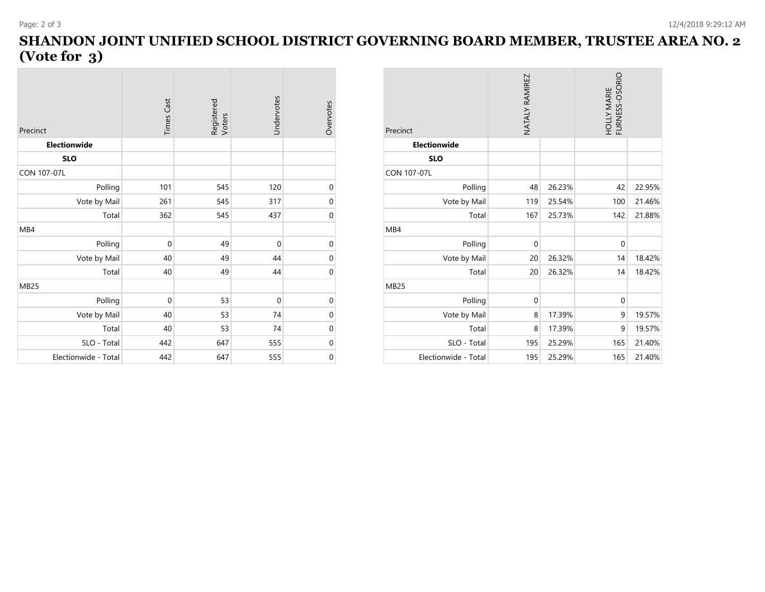# SHANDON JOINT UNIFIED SCHOOL DISTRICT GOVERNING BOARD MEMBER, TRUSTEE AREA NO. 2 (Vote for 3)

| Precinct | Times Cast | Registered Voters | Undervotes | Overvotes |
|---|---|---|---|---|
| **Electionwide** | | | | |
| **SLO** | | | | |
| CON 107-07L | | | | |
| Polling | 101 | 545 | 120 | 0 |
| Vote by Mail | 261 | 545 | 317 | 0 |
| Total | 362 | 545 | 437 | 0 |
| MB4 | | | | |
| Polling | 0 | 49 | 0 | 0 |
| Vote by Mail | 40 | 49 | 44 | 0 |
| Total | 40 | 49 | 44 | 0 |
| MB25 | | | | |
| Polling | 0 | 53 | 0 | 0 |
| Vote by Mail | 40 | 53 | 74 | 0 |
| Total | 40 | 53 | 74 | 0 |
| SLO - Total | 442 | 647 | 555 | 0 |
| Electionwide - Total | 442 | 647 | 555 | 0 |

| Precinct | NATALY RAMIREZ | | HOLLY MARIE FURNESS-OSORIO | |
|---|---|---|---|---|
| **Electionwide** | | | | |
| **SLO** | | | | |
| CON 107-07L | | | | |
| Polling | 48 | 26.23% | 42 | 22.95% |
| Vote by Mail | 119 | 25.54% | 100 | 21.46% |
| Total | 167 | 25.73% | 142 | 21.88% |
| MB4 | | | | |
| Polling | 0 | | 0 | |
| Vote by Mail | 20 | 26.32% | 14 | 18.42% |
| Total | 20 | 26.32% | 14 | 18.42% |
| MB25 | | | | |
| Polling | 0 | | 0 | |
| Vote by Mail | 8 | 17.39% | 9 | 19.57% |
| Total | 8 | 17.39% | 9 | 19.57% |
| SLO - Total | 195 | 25.29% | 165 | 21.40% |
| Electionwide - Total | 195 | 25.29% | 165 | 21.40% |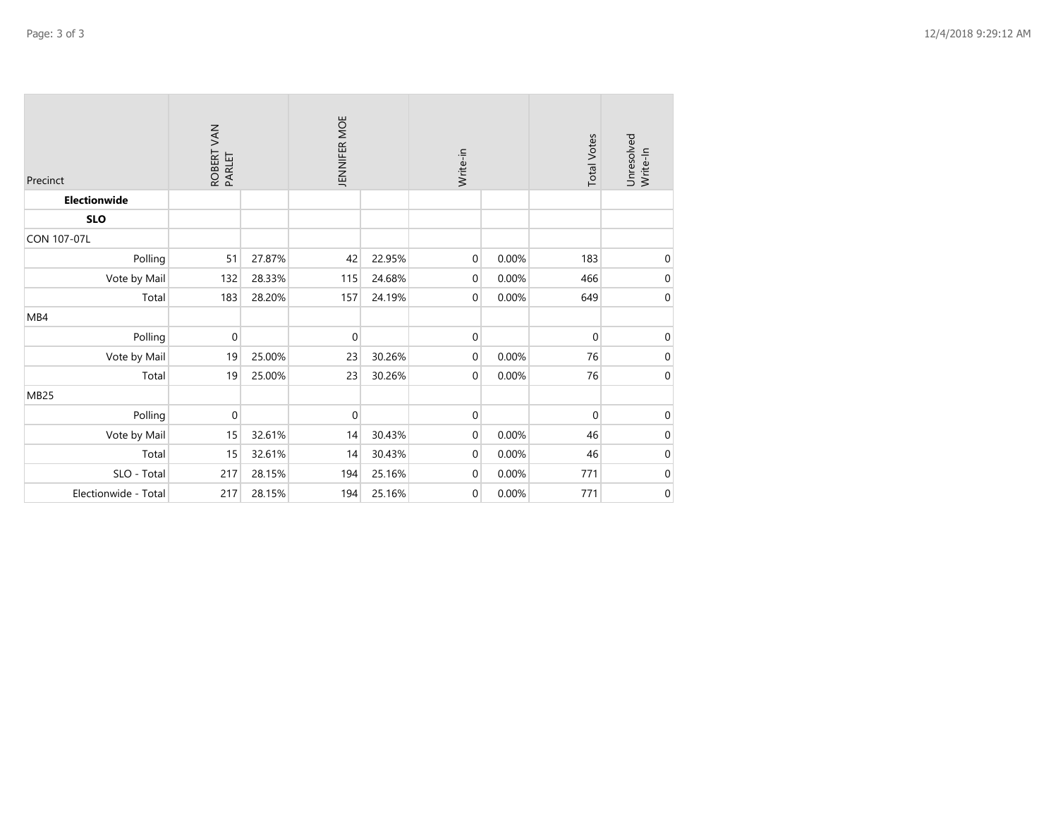| Precinct | ROBERT VAN PARLET | | JENNIFER MOE | | Write-in | | Total Votes | Unresolved Write-In |
|---|---|---|---|---|---|---|---|---|
| **Electionwide** | | | | | | | | |
| **SLO** | | | | | | | | |
| CON 107-07L | | | | | | | | |
| Polling | 51 | 27.87% | 42 | 22.95% | 0 | 0.00% | 183 | 0 |
| Vote by Mail | 132 | 28.33% | 115 | 24.68% | 0 | 0.00% | 466 | 0 |
| Total | 183 | 28.20% | 157 | 24.19% | 0 | 0.00% | 649 | 0 |
| MB4 | | | | | | | | |
| Polling | 0 | | 0 | | 0 | | 0 | 0 |
| Vote by Mail | 19 | 25.00% | 23 | 30.26% | 0 | 0.00% | 76 | 0 |
| Total | 19 | 25.00% | 23 | 30.26% | 0 | 0.00% | 76 | 0 |
| MB25 | | | | | | | | |
| Polling | 0 | | 0 | | 0 | | 0 | 0 |
| Vote by Mail | 15 | 32.61% | 14 | 30.43% | 0 | 0.00% | 46 | 0 |
| Total | 15 | 32.61% | 14 | 30.43% | 0 | 0.00% | 46 | 0 |
| SLO - Total | 217 | 28.15% | 194 | 25.16% | 0 | 0.00% | 771 | 0 |
| Electionwide - Total | 217 | 28.15% | 194 | 25.16% | 0 | 0.00% | 771 | 0 |